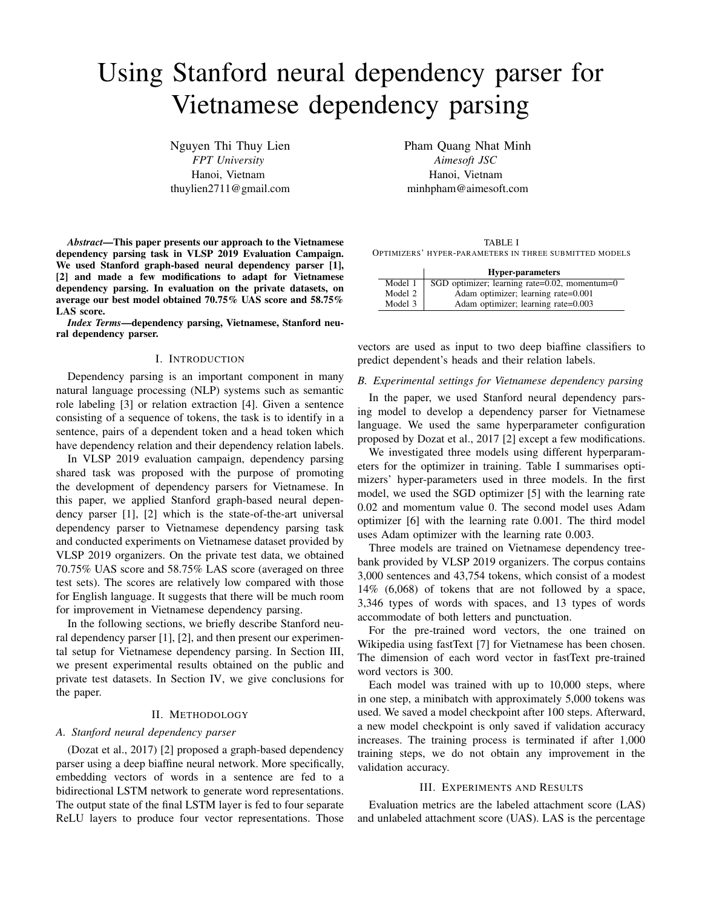# Using Stanford neural dependency parser for Vietnamese dependency parsing

Nguyen Thi Thuy Lien
*FPT University*
Hanoi, Vietnam
thuylien2711@gmail.com

Pham Quang Nhat Minh
*Aimesoft JSC*
Hanoi, Vietnam
minhpham@aimesoft.com

***Abstract*—This paper presents our approach to the Vietnamese dependency parsing task in VLSP 2019 Evaluation Campaign. We used Stanford graph-based neural dependency parser [1], [2] and made a few modifications to adapt for Vietnamese dependency parsing. In evaluation on the private datasets, on average our best model obtained 70.75% UAS score and 58.75% LAS score.**

***Index Terms*—dependency parsing, Vietnamese, Stanford neural dependency parser.**

## I. Introduction

Dependency parsing is an important component in many natural language processing (NLP) systems such as semantic role labeling [3] or relation extraction [4]. Given a sentence consisting of a sequence of tokens, the task is to identify in a sentence, pairs of a dependent token and a head token which have dependency relation and their dependency relation labels.

In VLSP 2019 evaluation campaign, dependency parsing shared task was proposed with the purpose of promoting the development of dependency parsers for Vietnamese. In this paper, we applied Stanford graph-based neural dependency parser [1], [2] which is the state-of-the-art universal dependency parser to Vietnamese dependency parsing task and conducted experiments on Vietnamese dataset provided by VLSP 2019 organizers. On the private test data, we obtained 70.75% UAS score and 58.75% LAS score (averaged on three test sets). The scores are relatively low compared with those for English language. It suggests that there will be much room for improvement in Vietnamese dependency parsing.

In the following sections, we briefly describe Stanford neural dependency parser [1], [2], and then present our experimental setup for Vietnamese dependency parsing. In Section III, we present experimental results obtained on the public and private test datasets. In Section IV, we give conclusions for the paper.

## II. Methodology

### *A. Stanford neural dependency parser*

(Dozat et al., 2017) [2] proposed a graph-based dependency parser using a deep biaffine neural network. More specifically, embedding vectors of words in a sentence are fed to a bidirectional LSTM network to generate word representations. The output state of the final LSTM layer is fed to four separate ReLU layers to produce four vector representations. Those vectors are used as input to two deep biaffine classifiers to predict dependent's heads and their relation labels.

### *B. Experimental settings for Vietnamese dependency parsing*

In the paper, we used Stanford neural dependency parsing model to develop a dependency parser for Vietnamese language. We used the same hyperparameter configuration proposed by Dozat et al., 2017 [2] except a few modifications.

We investigated three models using different hyperparameters for the optimizer in training. Table I summarises optimizers' hyper-parameters used in three models. In the first model, we used the SGD optimizer [5] with the learning rate 0.02 and momentum value 0. The second model uses Adam optimizer [6] with the learning rate 0.001. The third model uses Adam optimizer with the learning rate 0.003.

TABLE I
OPTIMIZERS' HYPER-PARAMETERS IN THREE SUBMITTED MODELS

| | **Hyper-parameters** |
|---|---|
| Model 1 | SGD optimizer; learning rate=0.02, momentum=0 |
| Model 2 | Adam optimizer; learning rate=0.001 |
| Model 3 | Adam optimizer; learning rate=0.003 |

Three models are trained on Vietnamese dependency treebank provided by VLSP 2019 organizers. The corpus contains 3,000 sentences and 43,754 tokens, which consist of a modest 14% (6,068) of tokens that are not followed by a space, 3,346 types of words with spaces, and 13 types of words accommodate of both letters and punctuation.

For the pre-trained word vectors, the one trained on Wikipedia using fastText [7] for Vietnamese has been chosen. The dimension of each word vector in fastText pre-trained word vectors is 300.

Each model was trained with up to 10,000 steps, where in one step, a minibatch with approximately 5,000 tokens was used. We saved a model checkpoint after 100 steps. Afterward, a new model checkpoint is only saved if validation accuracy increases. The training process is terminated if after 1,000 training steps, we do not obtain any improvement in the validation accuracy.

## III. Experiments and Results

Evaluation metrics are the labeled attachment score (LAS) and unlabeled attachment score (UAS). LAS is the percentage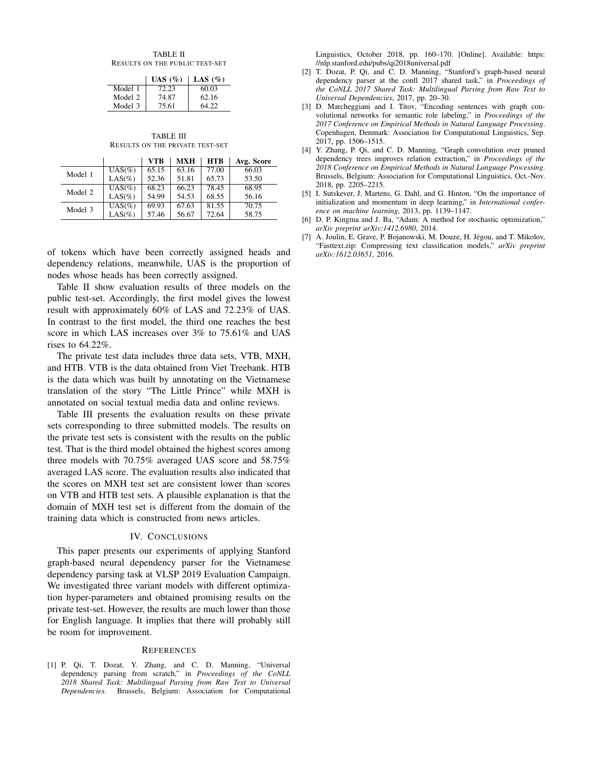TABLE II
RESULTS ON THE PUBLIC TEST-SET

| | UAS (%) | LAS (%) |
|---|---|---|
| Model 1 | 72.23 | 60.03 |
| Model 2 | 74.87 | 62.16 |
| Model 3 | 75.61 | 64.22 |

TABLE III
RESULTS ON THE PRIVATE TEST-SET

| | | VTB | MXH | HTB | Avg. Score |
|---|---|---|---|---|---|
| Model 1 | UAS(%) | 65.15 | 63.16 | 77.00 | 66.03 |
| | LAS(%) | 52.36 | 51.81 | 65.73 | 53.50 |
| Model 2 | UAS(%) | 68.23 | 66.23 | 78.45 | 68.95 |
| | LAS(%) | 54.99 | 54.53 | 68.55 | 56.16 |
| Model 3 | UAS(%) | 69.93 | 67.63 | 81.55 | 70.75 |
| | LAS(%) | 57.46 | 56.67 | 72.64 | 58.75 |

of tokens which have been correctly assigned heads and dependency relations, meanwhile, UAS is the proportion of nodes whose heads has been correctly assigned.

Table II show evaluation results of three models on the public test-set. Accordingly, the first model gives the lowest result with approximately 60% of LAS and 72.23% of UAS. In contrast to the first model, the third one reaches the best score in which LAS increases over 3% to 75.61% and UAS rises to 64.22%.

The private test data includes three data sets, VTB, MXH, and HTB. VTB is the data obtained from Viet Treebank. HTB is the data which was built by annotating on the Vietnamese translation of the story "The Little Prince" while MXH is annotated on social textual media data and online reviews.

Table III presents the evaluation results on these private sets corresponding to three submitted models. The results on the private test sets is consistent with the results on the public test. That is the third model obtained the highest scores among three models with 70.75% averaged UAS score and 58.75% averaged LAS score. The evaluation results also indicated that the scores on MXH test set are consistent lower than scores on VTB and HTB test sets. A plausible explanation is that the domain of MXH test set is different from the domain of the training data which is constructed from news articles.

## IV. CONCLUSIONS

This paper presents our experiments of applying Stanford graph-based neural dependency parser for the Vietnamese dependency parsing task at VLSP 2019 Evaluation Campaign. We investigated three variant models with different optimization hyper-parameters and obtained promising results on the private test-set. However, the results are much lower than those for English language. It implies that there will probably still be room for improvement.

## REFERENCES

[1] P. Qi, T. Dozat, Y. Zhang, and C. D. Manning, "Universal dependency parsing from scratch," in *Proceedings of the CoNLL 2018 Shared Task: Multilingual Parsing from Raw Text to Universal Dependencies*. Brussels, Belgium: Association for Computational Linguistics, October 2018, pp. 160–170. [Online]. Available: https://nlp.stanford.edu/pubs/qi2018universal.pdf

[2] T. Dozat, P. Qi, and C. D. Manning, "Stanford's graph-based neural dependency parser at the conll 2017 shared task," in *Proceedings of the CoNLL 2017 Shared Task: Multilingual Parsing from Raw Text to Universal Dependencies*, 2017, pp. 20–30.

[3] D. Marcheggiani and I. Titov, "Encoding sentences with graph convolutional networks for semantic role labeling," in *Proceedings of the 2017 Conference on Empirical Methods in Natural Language Processing*. Copenhagen, Denmark: Association for Computational Linguistics, Sep. 2017, pp. 1506–1515.

[4] Y. Zhang, P. Qi, and C. D. Manning, "Graph convolution over pruned dependency trees improves relation extraction," in *Proceedings of the 2018 Conference on Empirical Methods in Natural Language Processing*. Brussels, Belgium: Association for Computational Linguistics, Oct.-Nov. 2018, pp. 2205–2215.

[5] I. Sutskever, J. Martens, G. Dahl, and G. Hinton, "On the importance of initialization and momentum in deep learning," in *International conference on machine learning*, 2013, pp. 1139–1147.

[6] D. P. Kingma and J. Ba, "Adam: A method for stochastic optimization," *arXiv preprint arXiv:1412.6980*, 2014.

[7] A. Joulin, E. Grave, P. Bojanowski, M. Douze, H. Jégou, and T. Mikolov, "Fasttext.zip: Compressing text classification models," *arXiv preprint arXiv:1612.03651*, 2016.